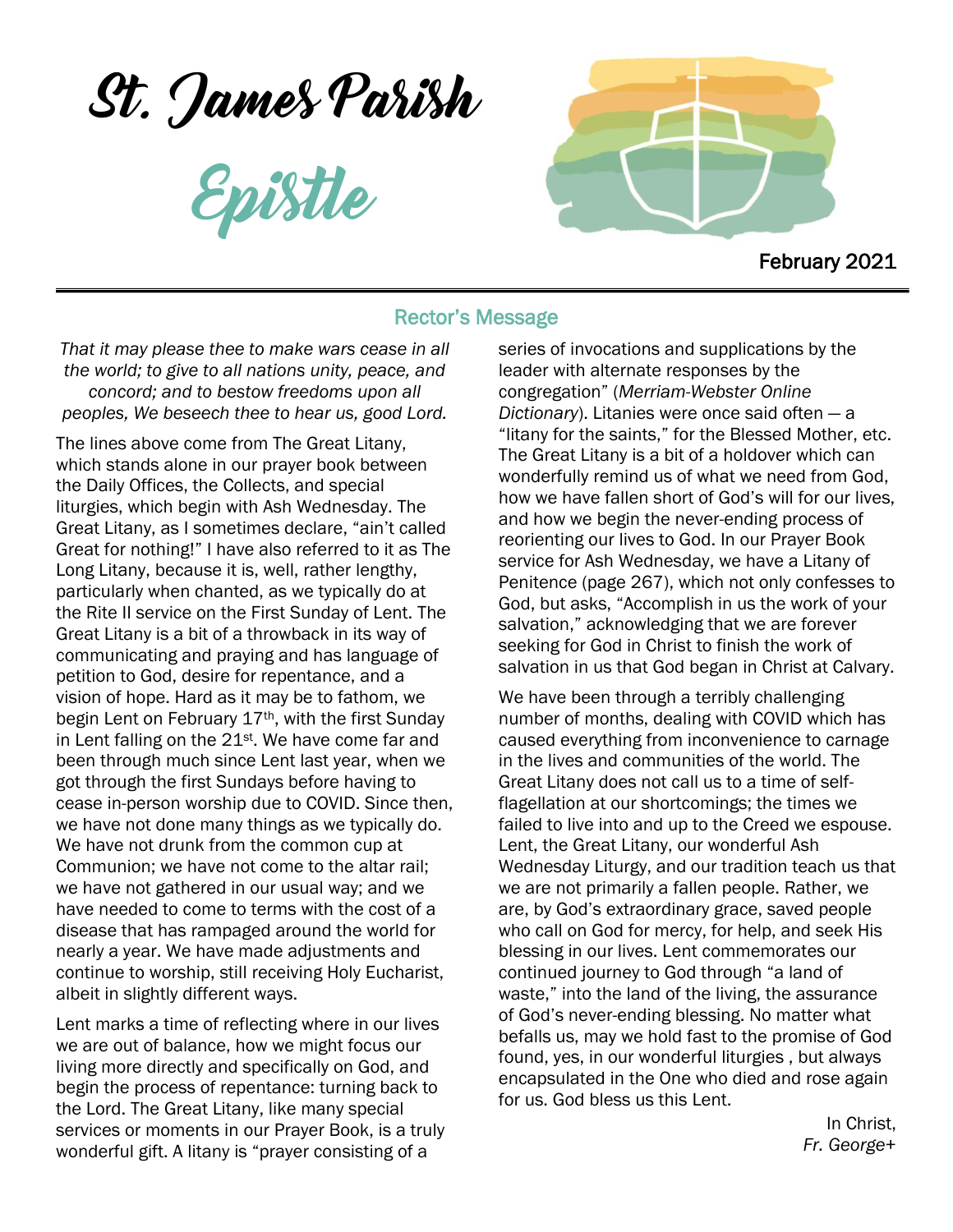# St. James Parish

# Epistle

February 2021

## Rector's Message

*That it may please thee to make wars cease in all the world; to give to all nations unity, peace, and concord; and to bestow freedoms upon all peoples, We beseech thee to hear us, good Lord.*

The lines above come from The Great Litany, which stands alone in our prayer book between the Daily Offices, the Collects, and special liturgies, which begin with Ash Wednesday. The Great Litany, as I sometimes declare, "ain't called Great for nothing!" I have also referred to it as The Long Litany, because it is, well, rather lengthy, particularly when chanted, as we typically do at the Rite II service on the First Sunday of Lent. The Great Litany is a bit of a throwback in its way of communicating and praying and has language of petition to God, desire for repentance, and a vision of hope. Hard as it may be to fathom, we begin Lent on February 17th, with the first Sunday in Lent falling on the 21st. We have come far and been through much since Lent last year, when we got through the first Sundays before having to cease in-person worship due to COVID. Since then, we have not done many things as we typically do. We have not drunk from the common cup at Communion; we have not come to the altar rail; we have not gathered in our usual way; and we have needed to come to terms with the cost of a disease that has rampaged around the world for nearly a year. We have made adjustments and continue to worship, still receiving Holy Eucharist, albeit in slightly different ways.

Lent marks a time of reflecting where in our lives we are out of balance, how we might focus our living more directly and specifically on God, and begin the process of repentance: turning back to the Lord. The Great Litany, like many special services or moments in our Prayer Book, is a truly wonderful gift. A litany is "prayer consisting of a series of invocations and supplications by the leader with alternate responses by the congregation" (*Merriam-Webster Online Dictionary*). Litanies were once said often — a "litany for the saints," for the Blessed Mother, etc. The Great Litany is a bit of a holdover which can wonderfully remind us of what we need from God, how we have fallen short of God's will for our lives, and how we begin the never-ending process of reorienting our lives to God. In our Prayer Book service for Ash Wednesday, we have a Litany of Penitence (page 267), which not only confesses to God, but asks, "Accomplish in us the work of your salvation," acknowledging that we are forever seeking for God in Christ to finish the work of salvation in us that God began in Christ at Calvary.

We have been through a terribly challenging number of months, dealing with COVID which has caused everything from inconvenience to carnage in the lives and communities of the world. The Great Litany does not call us to a time of self-flagellation at our shortcomings; the times we failed to live into and up to the Creed we espouse. Lent, the Great Litany, our wonderful Ash Wednesday Liturgy, and our tradition teach us that we are not primarily a fallen people. Rather, we are, by God's extraordinary grace, saved people who call on God for mercy, for help, and seek His blessing in our lives. Lent commemorates our continued journey to God through "a land of waste," into the land of the living, the assurance of God's never-ending blessing. No matter what befalls us, may we hold fast to the promise of God found, yes, in our wonderful liturgies , but always encapsulated in the One who died and rose again for us. God bless us this Lent.

In Christ,
*Fr. George+*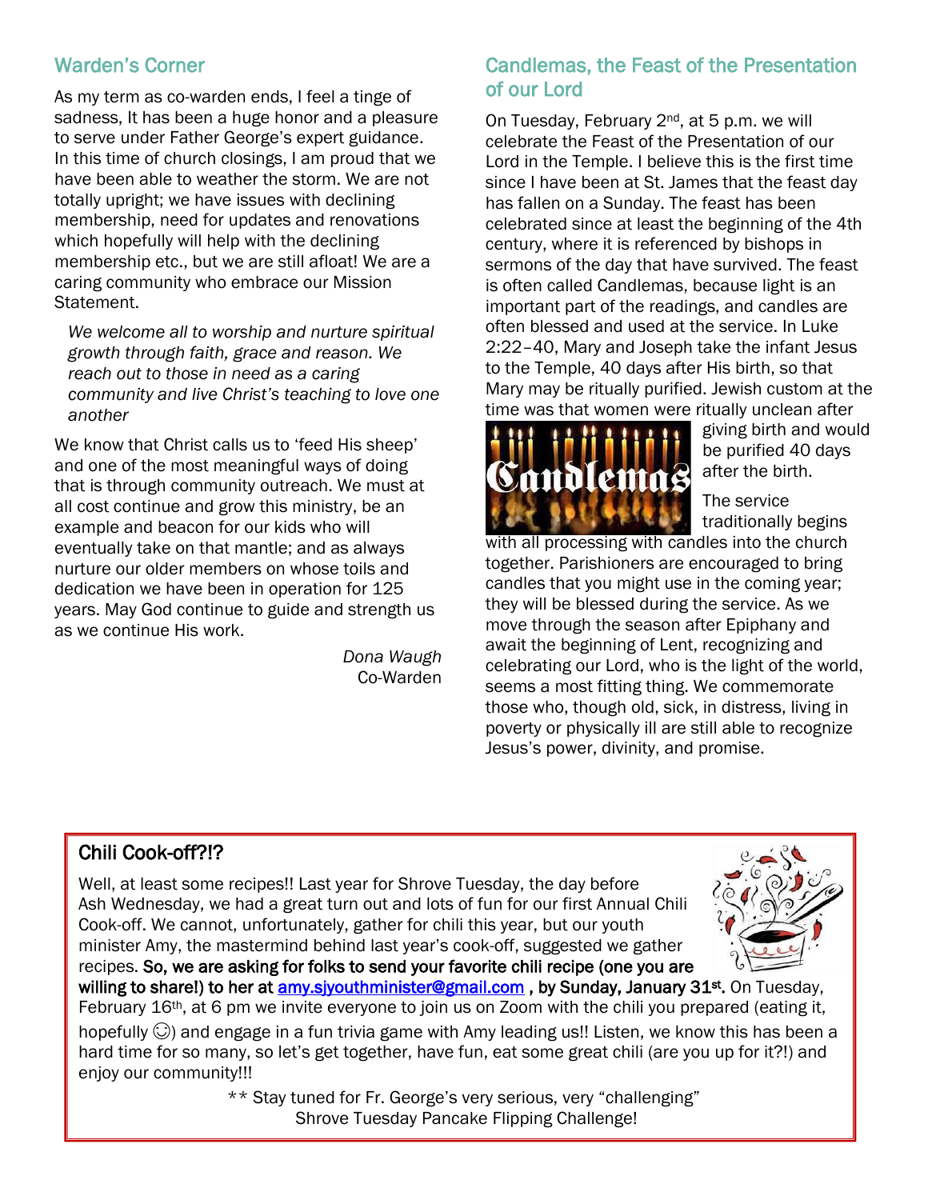## Warden's Corner

As my term as co-warden ends, I feel a tinge of sadness, It has been a huge honor and a pleasure to serve under Father George's expert guidance. In this time of church closings, I am proud that we have been able to weather the storm. We are not totally upright; we have issues with declining membership, need for updates and renovations which hopefully will help with the declining membership etc., but we are still afloat! We are a caring community who embrace our Mission Statement.

> *We welcome all to worship and nurture spiritual growth through faith, grace and reason. We reach out to those in need as a caring community and live Christ's teaching to love one another*

We know that Christ calls us to 'feed His sheep' and one of the most meaningful ways of doing that is through community outreach. We must at all cost continue and grow this ministry, be an example and beacon for our kids who will eventually take on that mantle; and as always nurture our older members on whose toils and dedication we have been in operation for 125 years. May God continue to guide and strength us as we continue His work.

*Dona Waugh*
Co-Warden

## Candlemas, the Feast of the Presentation of our Lord

On Tuesday, February 2nd, at 5 p.m. we will celebrate the Feast of the Presentation of our Lord in the Temple. I believe this is the first time since I have been at St. James that the feast day has fallen on a Sunday. The feast has been celebrated since at least the beginning of the 4th century, where it is referenced by bishops in sermons of the day that have survived. The feast is often called Candlemas, because light is an important part of the readings, and candles are often blessed and used at the service. In Luke 2:22–40, Mary and Joseph take the infant Jesus to the Temple, 40 days after His birth, so that Mary may be ritually purified. Jewish custom at the time was that women were ritually unclean after giving birth and would be purified 40 days after the birth.

The service traditionally begins with all processing with candles into the church together. Parishioners are encouraged to bring candles that you might use in the coming year; they will be blessed during the service. As we move through the season after Epiphany and await the beginning of Lent, recognizing and celebrating our Lord, who is the light of the world, seems a most fitting thing. We commemorate those who, though old, sick, in distress, living in poverty or physically ill are still able to recognize Jesus's power, divinity, and promise.

## Chili Cook-off?!?

Well, at least some recipes!! Last year for Shrove Tuesday, the day before Ash Wednesday, we had a great turn out and lots of fun for our first Annual Chili Cook-off. We cannot, unfortunately, gather for chili this year, but our youth minister Amy, the mastermind behind last year's cook-off, suggested we gather recipes. **So, we are asking for folks to send your favorite chili recipe (one you are willing to share!) to her at amy.sjyouthminister@gmail.com , by Sunday, January 31st.** On Tuesday, February 16th, at 6 pm we invite everyone to join us on Zoom with the chili you prepared (eating it, hopefully ☺) and engage in a fun trivia game with Amy leading us!! Listen, we know this has been a hard time for so many, so let's get together, have fun, eat some great chili (are you up for it?!) and enjoy our community!!!

** Stay tuned for Fr. George's very serious, very "challenging" Shrove Tuesday Pancake Flipping Challenge!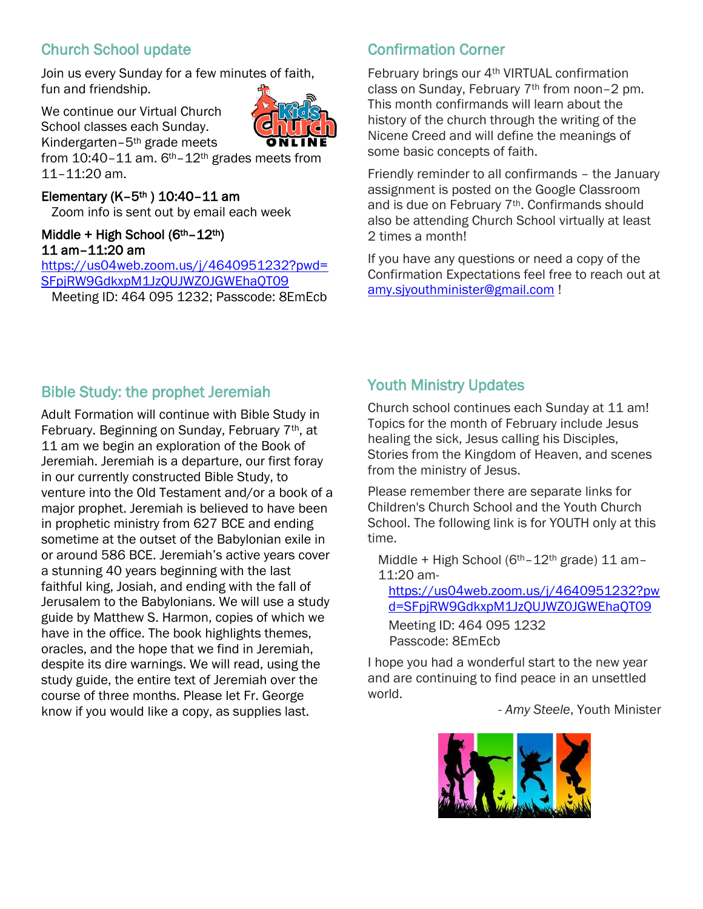## Church School update

Join us every Sunday for a few minutes of faith, fun and friendship.

We continue our Virtual Church School classes each Sunday. Kindergarten–5th grade meets from 10:40–11 am. 6th–12th grades meets from 11–11:20 am.

**Elementary (K–5th ) 10:40–11 am**
Zoom info is sent out by email each week

**Middle + High School (6th–12th)**
**11 am–11:20 am**
https://us04web.zoom.us/j/4640951232?pwd=SFpjRW9GdkxpM1JzQUJWZ0JGWEhaQT09
Meeting ID: 464 095 1232; Passcode: 8EmEcb

## Confirmation Corner

February brings our 4th VIRTUAL confirmation class on Sunday, February 7th from noon–2 pm. This month confirmands will learn about the history of the church through the writing of the Nicene Creed and will define the meanings of some basic concepts of faith.

Friendly reminder to all confirmands – the January assignment is posted on the Google Classroom and is due on February 7th. Confirmands should also be attending Church School virtually at least 2 times a month!

If you have any questions or need a copy of the Confirmation Expectations feel free to reach out at amy.sjyouthminister@gmail.com !

## Bible Study: the prophet Jeremiah

Adult Formation will continue with Bible Study in February. Beginning on Sunday, February 7th, at 11 am we begin an exploration of the Book of Jeremiah. Jeremiah is a departure, our first foray in our currently constructed Bible Study, to venture into the Old Testament and/or a book of a major prophet. Jeremiah is believed to have been in prophetic ministry from 627 BCE and ending sometime at the outset of the Babylonian exile in or around 586 BCE. Jeremiah's active years cover a stunning 40 years beginning with the last faithful king, Josiah, and ending with the fall of Jerusalem to the Babylonians. We will use a study guide by Matthew S. Harmon, copies of which we have in the office. The book highlights themes, oracles, and the hope that we find in Jeremiah, despite its dire warnings. We will read, using the study guide, the entire text of Jeremiah over the course of three months. Please let Fr. George know if you would like a copy, as supplies last.

## Youth Ministry Updates

Church school continues each Sunday at 11 am! Topics for the month of February include Jesus healing the sick, Jesus calling his Disciples, Stories from the Kingdom of Heaven, and scenes from the ministry of Jesus.

Please remember there are separate links for Children's Church School and the Youth Church School. The following link is for YOUTH only at this time.

Middle + High School (6th–12th grade) 11 am–11:20 am-
https://us04web.zoom.us/j/4640951232?pwd=SFpjRW9GdkxpM1JzQUJWZ0JGWEhaQT09
Meeting ID: 464 095 1232
Passcode: 8EmEcb

I hope you had a wonderful start to the new year and are continuing to find peace in an unsettled world.

- *Amy Steele*, Youth Minister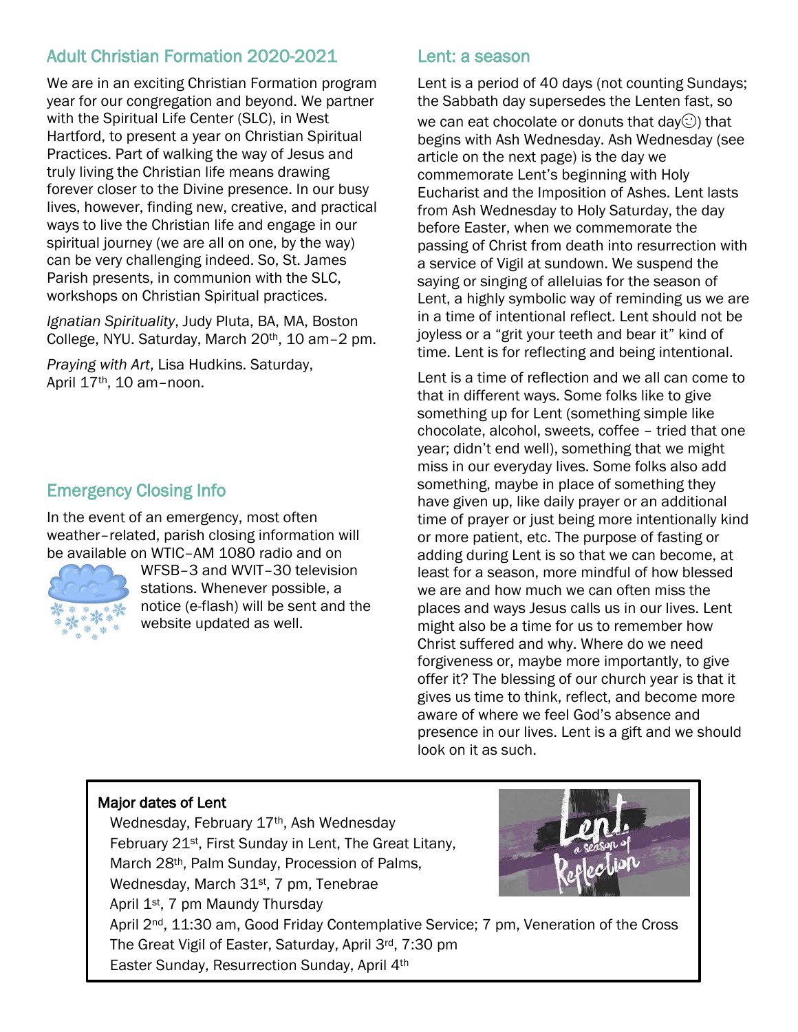## Adult Christian Formation 2020-2021

We are in an exciting Christian Formation program year for our congregation and beyond. We partner with the Spiritual Life Center (SLC), in West Hartford, to present a year on Christian Spiritual Practices. Part of walking the way of Jesus and truly living the Christian life means drawing forever closer to the Divine presence. In our busy lives, however, finding new, creative, and practical ways to live the Christian life and engage in our spiritual journey (we are all on one, by the way) can be very challenging indeed. So, St. James Parish presents, in communion with the SLC, workshops on Christian Spiritual practices.

*Ignatian Spirituality*, Judy Pluta, BA, MA, Boston College, NYU. Saturday, March 20th, 10 am–2 pm.

*Praying with Art*, Lisa Hudkins. Saturday, April 17th, 10 am–noon.

## Emergency Closing Info

In the event of an emergency, most often weather–related, parish closing information will be available on WTIC–AM 1080 radio and on WFSB–3 and WVIT–30 television stations. Whenever possible, a notice (e-flash) will be sent and the website updated as well.

## Lent: a season

Lent is a period of 40 days (not counting Sundays; the Sabbath day supersedes the Lenten fast, so we can eat chocolate or donuts that day☺) that begins with Ash Wednesday. Ash Wednesday (see article on the next page) is the day we commemorate Lent's beginning with Holy Eucharist and the Imposition of Ashes. Lent lasts from Ash Wednesday to Holy Saturday, the day before Easter, when we commemorate the passing of Christ from death into resurrection with a service of Vigil at sundown. We suspend the saying or singing of alleluias for the season of Lent, a highly symbolic way of reminding us we are in a time of intentional reflect. Lent should not be joyless or a "grit your teeth and bear it" kind of time. Lent is for reflecting and being intentional.

Lent is a time of reflection and we all can come to that in different ways. Some folks like to give something up for Lent (something simple like chocolate, alcohol, sweets, coffee – tried that one year; didn't end well), something that we might miss in our everyday lives. Some folks also add something, maybe in place of something they have given up, like daily prayer or an additional time of prayer or just being more intentionally kind or more patient, etc. The purpose of fasting or adding during Lent is so that we can become, at least for a season, more mindful of how blessed we are and how much we can often miss the places and ways Jesus calls us in our lives. Lent might also be a time for us to remember how Christ suffered and why. Where do we need forgiveness or, maybe more importantly, to give offer it? The blessing of our church year is that it gives us time to think, reflect, and become more aware of where we feel God's absence and presence in our lives. Lent is a gift and we should look on it as such.

**Major dates of Lent**

Wednesday, February 17th, Ash Wednesday
February 21st, First Sunday in Lent, The Great Litany,
March 28th, Palm Sunday, Procession of Palms,
Wednesday, March 31st, 7 pm, Tenebrae
April 1st, 7 pm Maundy Thursday
April 2nd, 11:30 am, Good Friday Contemplative Service; 7 pm, Veneration of the Cross
The Great Vigil of Easter, Saturday, April 3rd, 7:30 pm
Easter Sunday, Resurrection Sunday, April 4th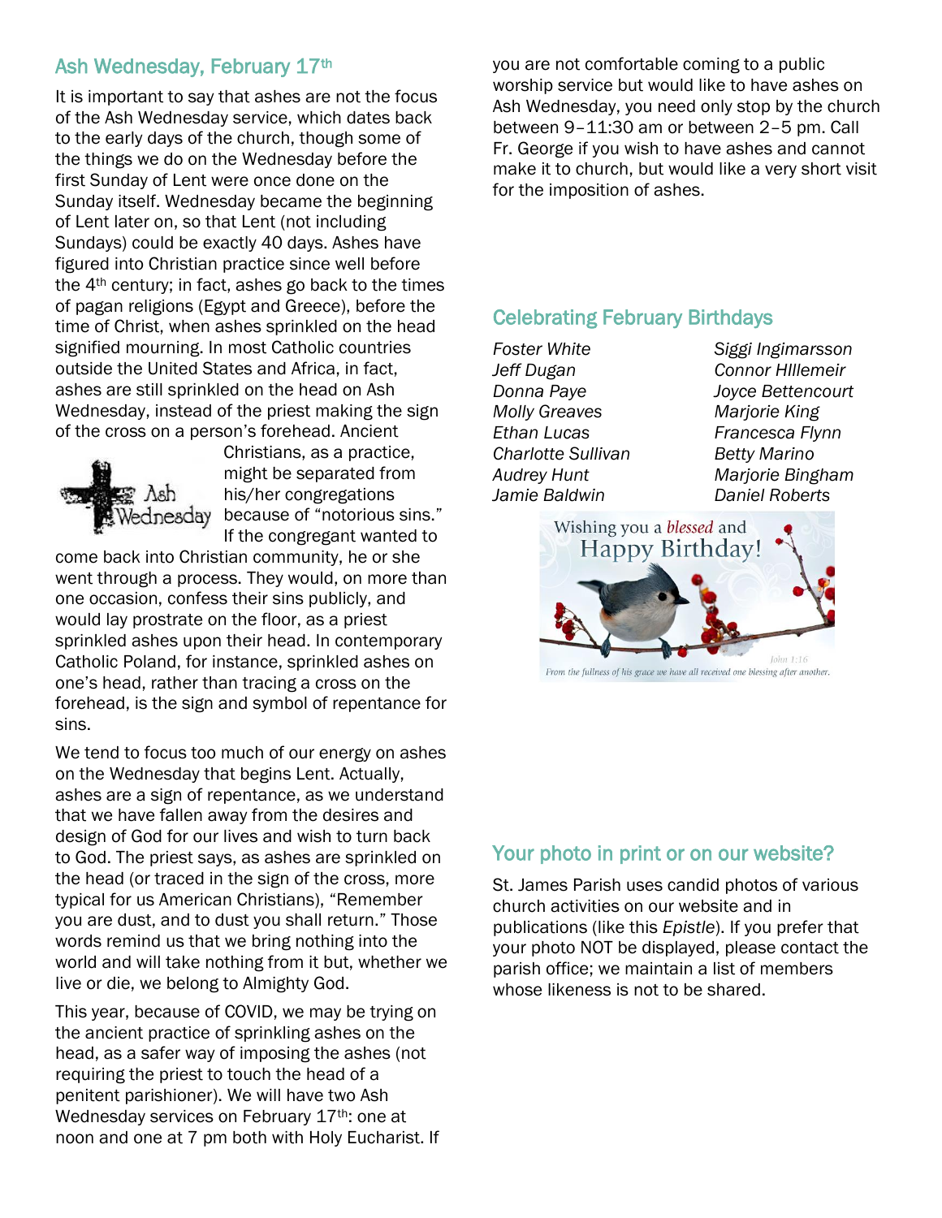## Ash Wednesday, February 17th

It is important to say that ashes are not the focus of the Ash Wednesday service, which dates back to the early days of the church, though some of the things we do on the Wednesday before the first Sunday of Lent were once done on the Sunday itself. Wednesday became the beginning of Lent later on, so that Lent (not including Sundays) could be exactly 40 days. Ashes have figured into Christian practice since well before the 4th century; in fact, ashes go back to the times of pagan religions (Egypt and Greece), before the time of Christ, when ashes sprinkled on the head signified mourning. In most Catholic countries outside the United States and Africa, in fact, ashes are still sprinkled on the head on Ash Wednesday, instead of the priest making the sign of the cross on a person's forehead. Ancient Christians, as a practice, might be separated from his/her congregations because of "notorious sins." If the congregant wanted to come back into Christian community, he or she went through a process. They would, on more than one occasion, confess their sins publicly, and would lay prostrate on the floor, as a priest sprinkled ashes upon their head. In contemporary Catholic Poland, for instance, sprinkled ashes on one's head, rather than tracing a cross on the forehead, is the sign and symbol of repentance for sins.

We tend to focus too much of our energy on ashes on the Wednesday that begins Lent. Actually, ashes are a sign of repentance, as we understand that we have fallen away from the desires and design of God for our lives and wish to turn back to God. The priest says, as ashes are sprinkled on the head (or traced in the sign of the cross, more typical for us American Christians), "Remember you are dust, and to dust you shall return." Those words remind us that we bring nothing into the world and will take nothing from it but, whether we live or die, we belong to Almighty God.

This year, because of COVID, we may be trying on the ancient practice of sprinkling ashes on the head, as a safer way of imposing the ashes (not requiring the priest to touch the head of a penitent parishioner). We will have two Ash Wednesday services on February 17th: one at noon and one at 7 pm both with Holy Eucharist. If you are not comfortable coming to a public worship service but would like to have ashes on Ash Wednesday, you need only stop by the church between 9–11:30 am or between 2–5 pm. Call Fr. George if you wish to have ashes and cannot make it to church, but would like a very short visit for the imposition of ashes.

## Celebrating February Birthdays

*Foster White*
*Jeff Dugan*
*Donna Paye*
*Molly Greaves*
*Ethan Lucas*
*Charlotte Sullivan*
*Audrey Hunt*
*Jamie Baldwin*
*Siggi Ingimarsson*
*Connor HIllemeir*
*Joyce Bettencourt*
*Marjorie King*
*Francesca Flynn*
*Betty Marino*
*Marjorie Bingham*
*Daniel Roberts*

## Your photo in print or on our website?

St. James Parish uses candid photos of various church activities on our website and in publications (like this *Epistle*). If you prefer that your photo NOT be displayed, please contact the parish office; we maintain a list of members whose likeness is not to be shared.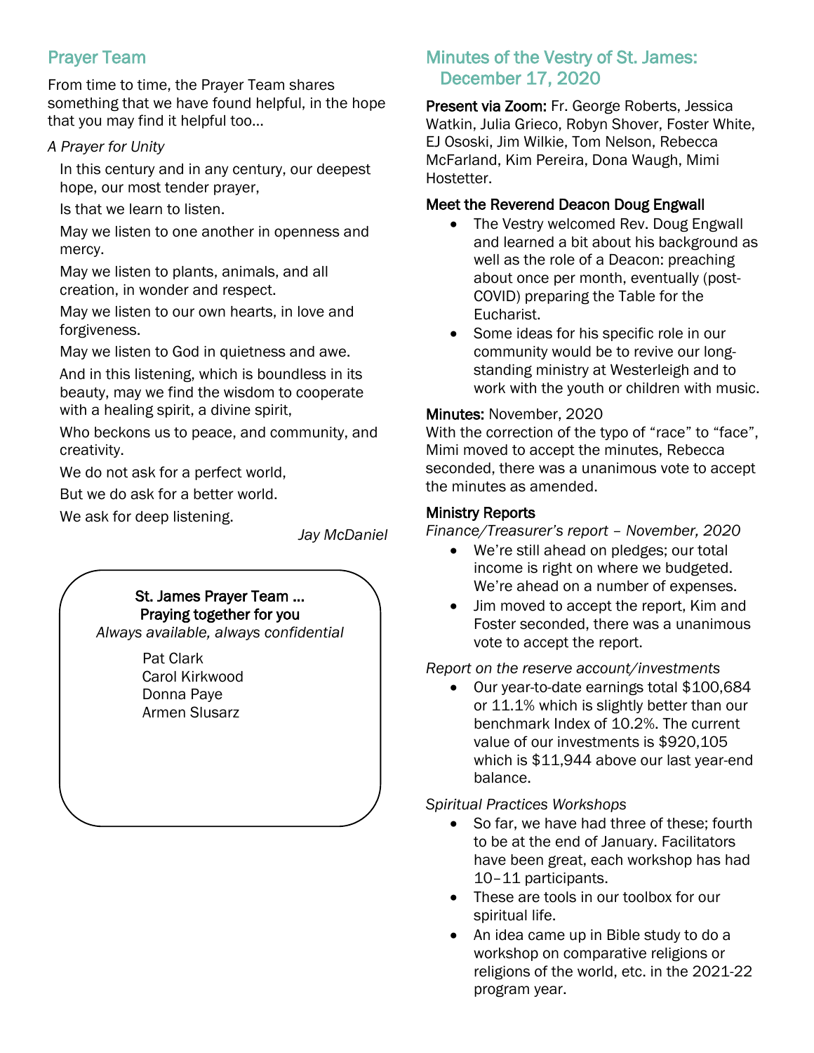## Prayer Team

From time to time, the Prayer Team shares something that we have found helpful, in the hope that you may find it helpful too…

*A Prayer for Unity*

In this century and in any century, our deepest hope, our most tender prayer,

Is that we learn to listen.

May we listen to one another in openness and mercy.

May we listen to plants, animals, and all creation, in wonder and respect.

May we listen to our own hearts, in love and forgiveness.

May we listen to God in quietness and awe.

And in this listening, which is boundless in its beauty, may we find the wisdom to cooperate with a healing spirit, a divine spirit,

Who beckons us to peace, and community, and creativity.

We do not ask for a perfect world,

But we do ask for a better world.

We ask for deep listening.

*Jay McDaniel*

**St. James Prayer Team …**
**Praying together for you**
*Always available, always confidential*

Pat Clark
Carol Kirkwood
Donna Paye
Armen Slusarz

## Minutes of the Vestry of St. James: December 17, 2020

**Present via Zoom:** Fr. George Roberts, Jessica Watkin, Julia Grieco, Robyn Shover, Foster White, EJ Ososki, Jim Wilkie, Tom Nelson, Rebecca McFarland, Kim Pereira, Dona Waugh, Mimi Hostetter.

**Meet the Reverend Deacon Doug Engwall**

- The Vestry welcomed Rev. Doug Engwall and learned a bit about his background as well as the role of a Deacon: preaching about once per month, eventually (post-COVID) preparing the Table for the Eucharist.
- Some ideas for his specific role in our community would be to revive our long-standing ministry at Westerleigh and to work with the youth or children with music.

**Minutes:** November, 2020
With the correction of the typo of "race" to "face", Mimi moved to accept the minutes, Rebecca seconded, there was a unanimous vote to accept the minutes as amended.

**Ministry Reports**

*Finance/Treasurer's report – November, 2020*

- We're still ahead on pledges; our total income is right on where we budgeted. We're ahead on a number of expenses.
- Jim moved to accept the report, Kim and Foster seconded, there was a unanimous vote to accept the report.

*Report on the reserve account/investments*

- Our year-to-date earnings total $100,684 or 11.1% which is slightly better than our benchmark Index of 10.2%. The current value of our investments is $920,105 which is $11,944 above our last year-end balance.

*Spiritual Practices Workshops*

- So far, we have had three of these; fourth to be at the end of January. Facilitators have been great, each workshop has had 10–11 participants.
- These are tools in our toolbox for our spiritual life.
- An idea came up in Bible study to do a workshop on comparative religions or religions of the world, etc. in the 2021-22 program year.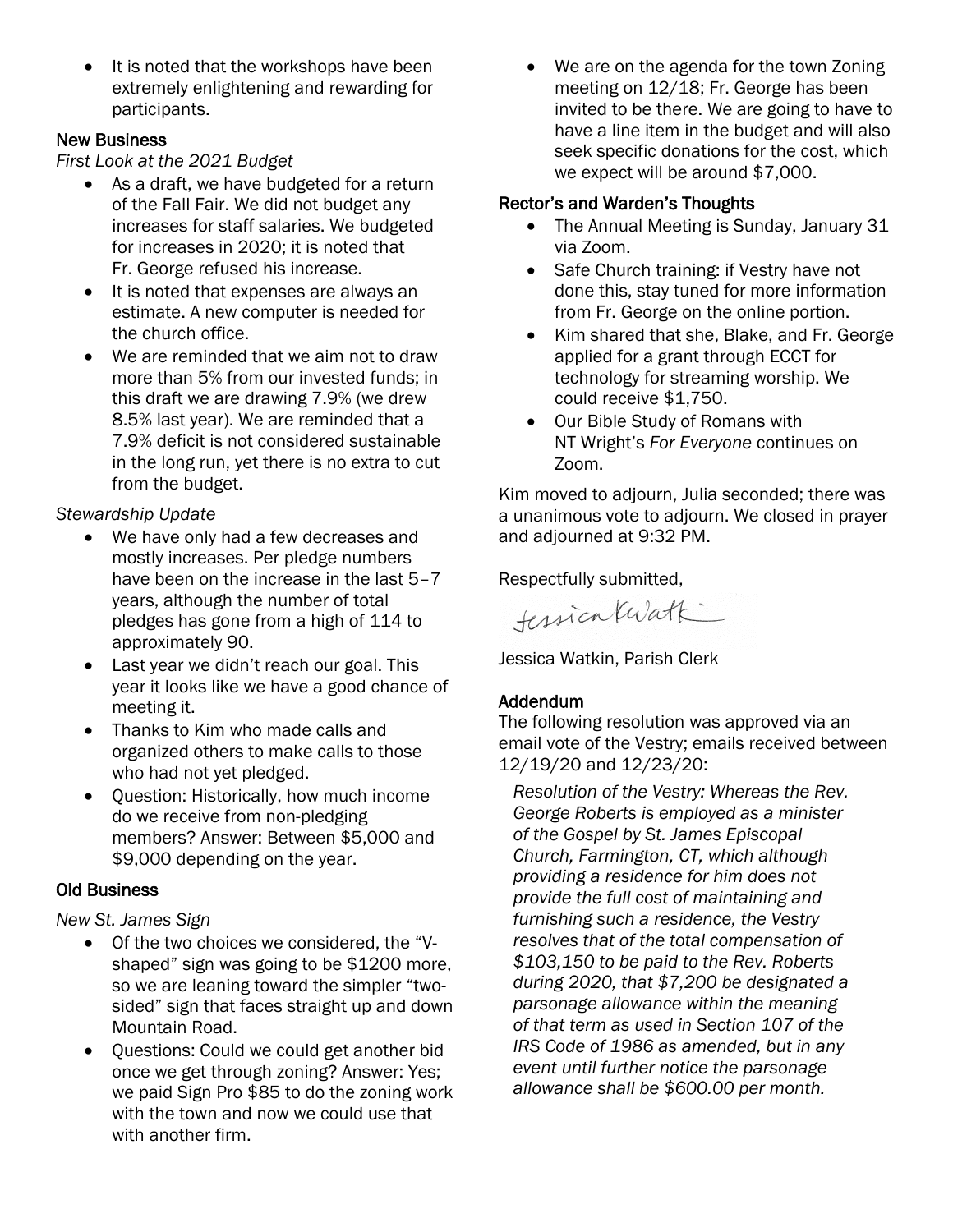- It is noted that the workshops have been extremely enlightening and rewarding for participants.

### New Business

*First Look at the 2021 Budget*

- As a draft, we have budgeted for a return of the Fall Fair. We did not budget any increases for staff salaries. We budgeted for increases in 2020; it is noted that Fr. George refused his increase.
- It is noted that expenses are always an estimate. A new computer is needed for the church office.
- We are reminded that we aim not to draw more than 5% from our invested funds; in this draft we are drawing 7.9% (we drew 8.5% last year). We are reminded that a 7.9% deficit is not considered sustainable in the long run, yet there is no extra to cut from the budget.

*Stewardship Update*

- We have only had a few decreases and mostly increases. Per pledge numbers have been on the increase in the last 5–7 years, although the number of total pledges has gone from a high of 114 to approximately 90.
- Last year we didn't reach our goal. This year it looks like we have a good chance of meeting it.
- Thanks to Kim who made calls and organized others to make calls to those who had not yet pledged.
- Question: Historically, how much income do we receive from non-pledging members? Answer: Between $5,000 and $9,000 depending on the year.

### Old Business

*New St. James Sign*

- Of the two choices we considered, the "V-shaped" sign was going to be $1200 more, so we are leaning toward the simpler "two-sided" sign that faces straight up and down Mountain Road.
- Questions: Could we could get another bid once we get through zoning? Answer: Yes; we paid Sign Pro $85 to do the zoning work with the town and now we could use that with another firm.
- We are on the agenda for the town Zoning meeting on 12/18; Fr. George has been invited to be there. We are going to have to have a line item in the budget and will also seek specific donations for the cost, which we expect will be around $7,000.

### Rector's and Warden's Thoughts

- The Annual Meeting is Sunday, January 31 via Zoom.
- Safe Church training: if Vestry have not done this, stay tuned for more information from Fr. George on the online portion.
- Kim shared that she, Blake, and Fr. George applied for a grant through ECCT for technology for streaming worship. We could receive $1,750.
- Our Bible Study of Romans with NT Wright's *For Everyone* continues on Zoom.

Kim moved to adjourn, Julia seconded; there was a unanimous vote to adjourn. We closed in prayer and adjourned at 9:32 PM.

Respectfully submitted,

Jessica Watkin

Jessica Watkin, Parish Clerk

### Addendum

The following resolution was approved via an email vote of the Vestry; emails received between 12/19/20 and 12/23/20:

*Resolution of the Vestry: Whereas the Rev. George Roberts is employed as a minister of the Gospel by St. James Episcopal Church, Farmington, CT, which although providing a residence for him does not provide the full cost of maintaining and furnishing such a residence, the Vestry resolves that of the total compensation of $103,150 to be paid to the Rev. Roberts during 2020, that $7,200 be designated a parsonage allowance within the meaning of that term as used in Section 107 of the IRS Code of 1986 as amended, but in any event until further notice the parsonage allowance shall be $600.00 per month.*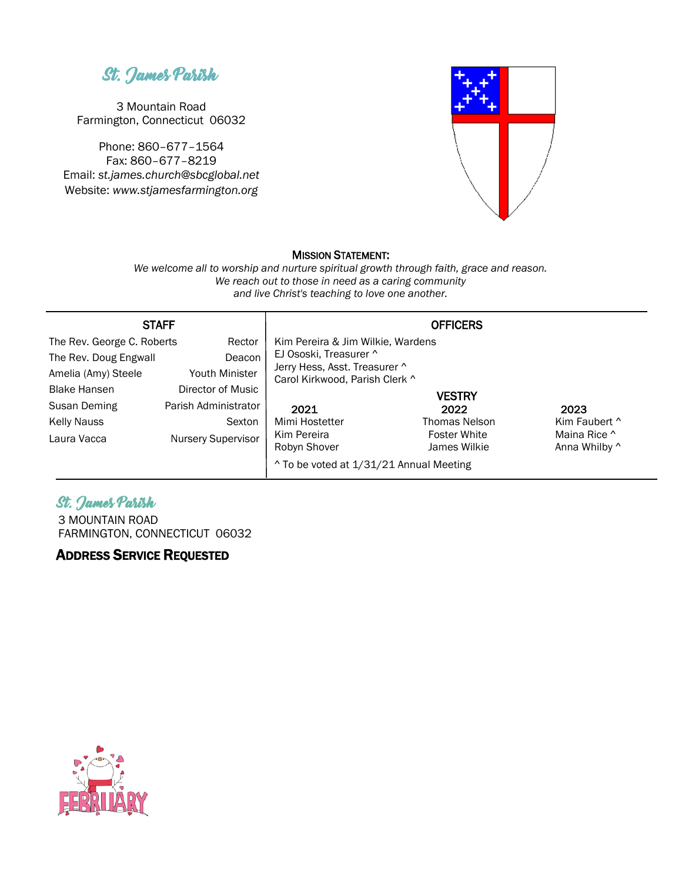# St. James Parish

3 Mountain Road
Farmington, Connecticut 06032

Phone: 860–677–1564
Fax: 860–677–8219
Email: *st.james.church@sbcglobal.net*
Website: *www.stjamesfarmington.org*

**MISSION STATEMENT:**

*We welcome all to worship and nurture spiritual growth through faith, grace and reason.*
*We reach out to those in need as a caring community*
*and live Christ's teaching to love one another.*

## STAFF

| | |
|---|---|
| The Rev. George C. Roberts | Rector |
| The Rev. Doug Engwall | Deacon |
| Amelia (Amy) Steele | Youth Minister |
| Blake Hansen | Director of Music |
| Susan Deming | Parish Administrator |
| Kelly Nauss | Sexton |
| Laura Vacca | Nursery Supervisor |

## OFFICERS

Kim Pereira & Jim Wilkie, Wardens
EJ Ososki, Treasurer ^
Jerry Hess, Asst. Treasurer ^
Carol Kirkwood, Parish Clerk ^

### VESTRY

| 2021 | 2022 | 2023 |
|---|---|---|
| Mimi Hostetter | Thomas Nelson | Kim Faubert ^ |
| Kim Pereira | Foster White | Maina Rice ^ |
| Robyn Shover | James Wilkie | Anna Whilby ^ |

^ To be voted at 1/31/21 Annual Meeting

St. James Parish
3 MOUNTAIN ROAD
FARMINGTON, CONNECTICUT 06032

**ADDRESS SERVICE REQUESTED**

FEBRUARY